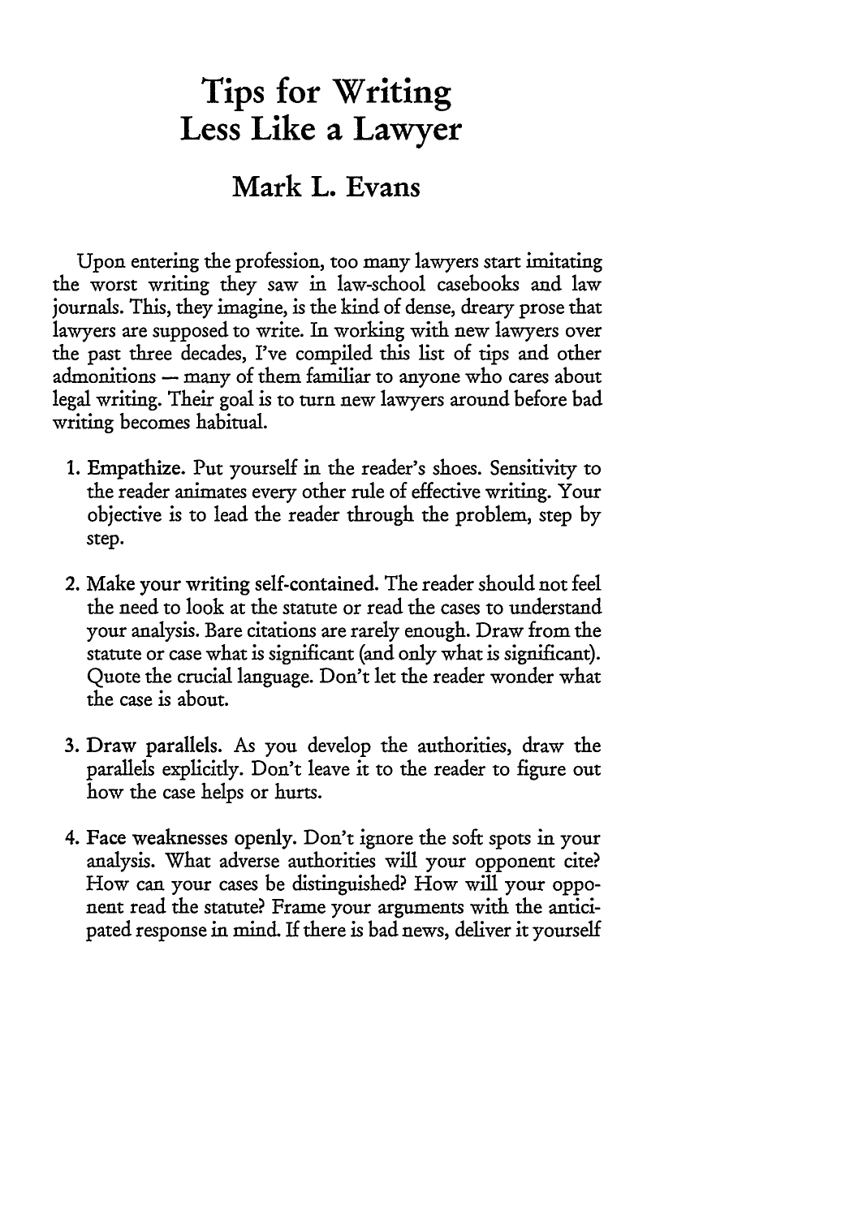# Tips for Writing Less Like a Lawyer

## Mark L. Evans

Upon entering the profession, too many lawyers start imitating the worst writing they saw in law-school casebooks and law journals. This, they imagine, is the kind of dense, dreary prose that lawyers are supposed to write. In working with new lawyers over the past three decades, I've compiled this list of tips and other admonitions — many of them familiar to anyone who cares about legal writing. Their goal is to turn new lawyers around before bad writing becomes habitual.

1. Empathize. Put yourself in the reader's shoes. Sensitivity to the reader animates every other rule of effective writing. Your objective is to lead the reader through the problem, step by step.

2. Make your writing self-contained. The reader should not feel the need to look at the statute or read the cases to understand your analysis. Bare citations are rarely enough. Draw from the statute or case what is significant (and only what is significant). Quote the crucial language. Don't let the reader wonder what the case is about.

3. Draw parallels. As you develop the authorities, draw the parallels explicitly. Don't leave it to the reader to figure out how the case helps or hurts.

4. Face weaknesses openly. Don't ignore the soft spots in your analysis. What adverse authorities will your opponent cite? How can your cases be distinguished? How will your opponent read the statute? Frame your arguments with the anticipated response in mind. If there is bad news, deliver it yourself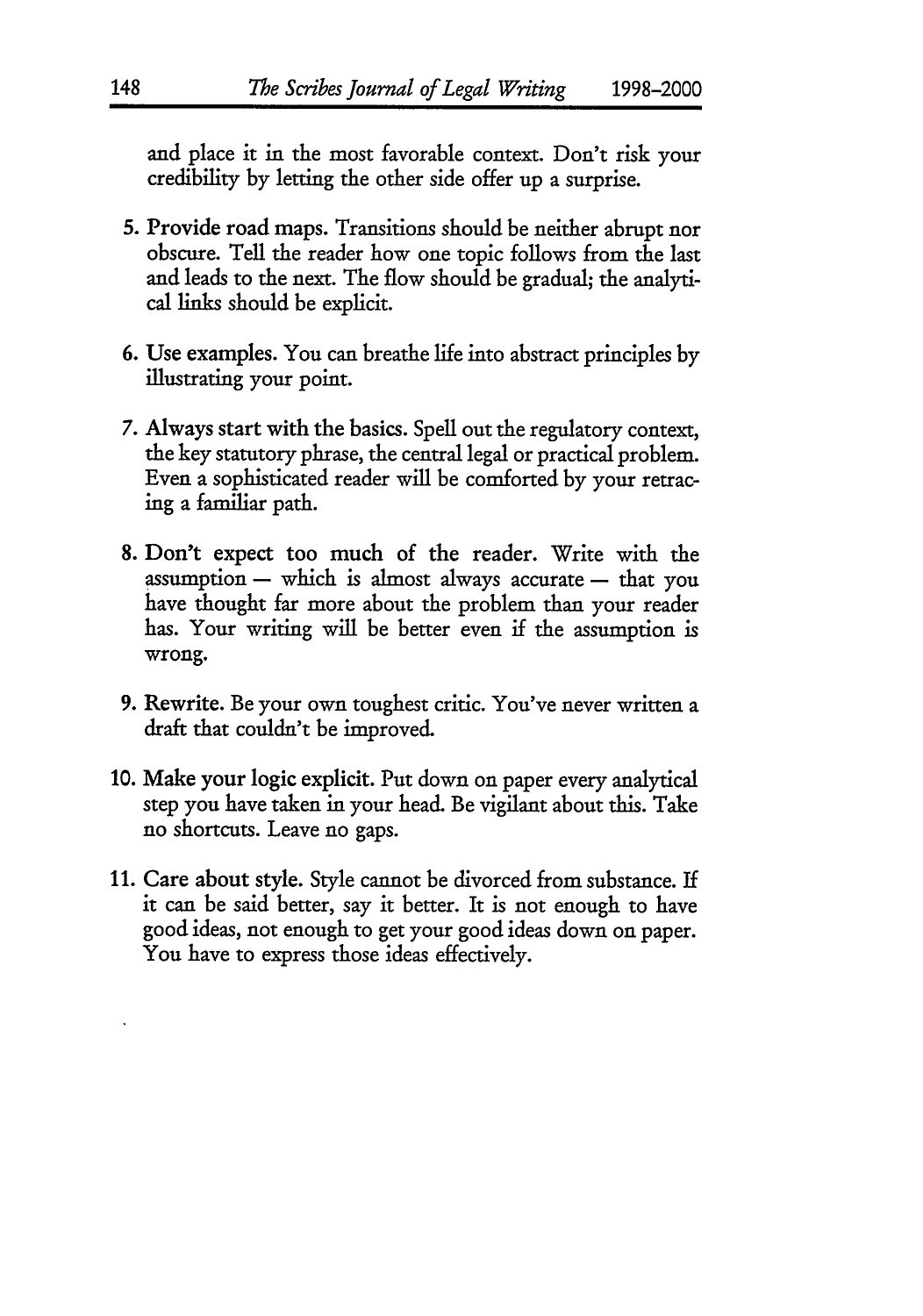and place it in the most favorable context. Don't risk your credibility by letting the other side offer up a surprise.

5. **Provide road maps.** Transitions should be neither abrupt nor obscure. Tell the reader how one topic follows from the last and leads to the next. The flow should be gradual; the analytical links should be explicit.

6. **Use examples.** You can breathe life into abstract principles by illustrating your point.

7. **Always start with the basics.** Spell out the regulatory context, the key statutory phrase, the central legal or practical problem. Even a sophisticated reader will be comforted by your retracing a familiar path.

8. **Don't expect too much of the reader.** Write with the assumption — which is almost always accurate — that you have thought far more about the problem than your reader has. Your writing will be better even if the assumption is wrong.

9. **Rewrite.** Be your own toughest critic. You've never written a draft that couldn't be improved.

10. **Make your logic explicit.** Put down on paper every analytical step you have taken in your head. Be vigilant about this. Take no shortcuts. Leave no gaps.

11. **Care about style.** Style cannot be divorced from substance. If it can be said better, say it better. It is not enough to have good ideas, not enough to get your good ideas down on paper. You have to express those ideas effectively.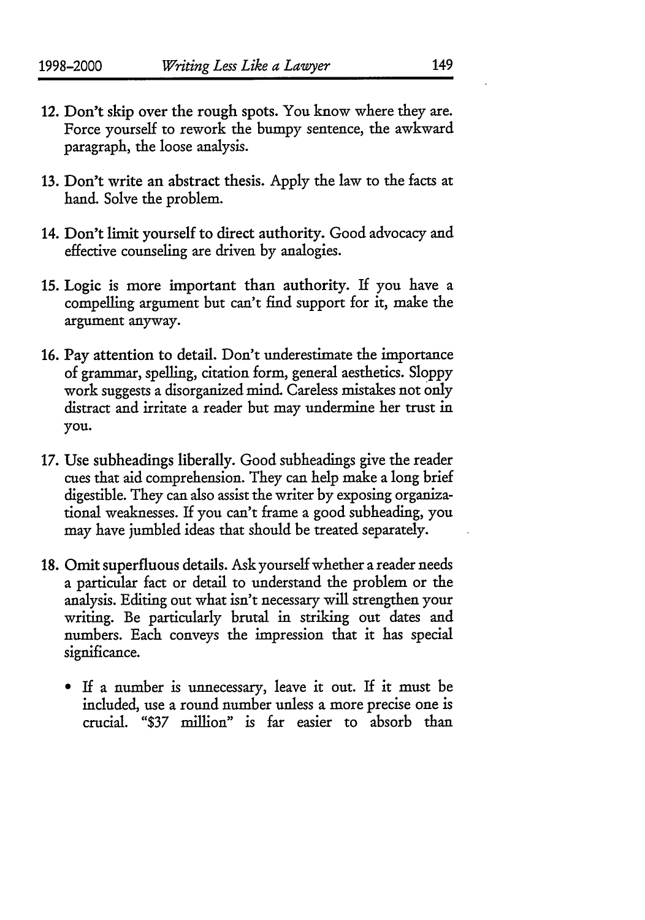12. Don't skip over the rough spots. You know where they are. Force yourself to rework the bumpy sentence, the awkward paragraph, the loose analysis.

13. Don't write an abstract thesis. Apply the law to the facts at hand. Solve the problem.

14. Don't limit yourself to direct authority. Good advocacy and effective counseling are driven by analogies.

15. Logic is more important than authority. If you have a compelling argument but can't find support for it, make the argument anyway.

16. Pay attention to detail. Don't underestimate the importance of grammar, spelling, citation form, general aesthetics. Sloppy work suggests a disorganized mind. Careless mistakes not only distract and irritate a reader but may undermine her trust in you.

17. Use subheadings liberally. Good subheadings give the reader cues that aid comprehension. They can help make a long brief digestible. They can also assist the writer by exposing organizational weaknesses. If you can't frame a good subheading, you may have jumbled ideas that should be treated separately.

18. Omit superfluous details. Ask yourself whether a reader needs a particular fact or detail to understand the problem or the analysis. Editing out what isn't necessary will strengthen your writing. Be particularly brutal in striking out dates and numbers. Each conveys the impression that it has special significance.

    - If a number is unnecessary, leave it out. If it must be included, use a round number unless a more precise one is crucial. "$37 million" is far easier to absorb than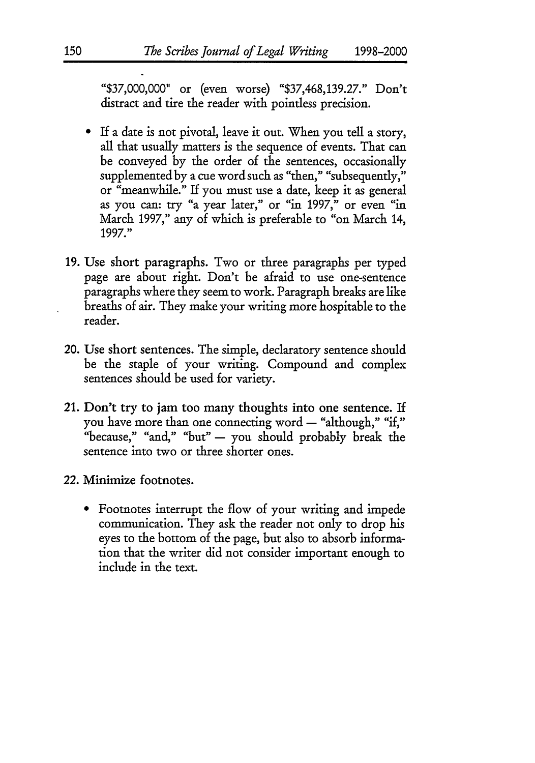"$37,000,000" or (even worse) "$37,468,139.27." Don't distract and tire the reader with pointless precision.

- If a date is not pivotal, leave it out. When you tell a story, all that usually matters is the sequence of events. That can be conveyed by the order of the sentences, occasionally supplemented by a cue word such as "then," "subsequently," or "meanwhile." If you must use a date, keep it as general as you can: try "a year later," or "in 1997," or even "in March 1997," any of which is preferable to "on March 14, 1997."

19. Use short paragraphs. Two or three paragraphs per typed page are about right. Don't be afraid to use one-sentence paragraphs where they seem to work. Paragraph breaks are like breaths of air. They make your writing more hospitable to the reader.

20. Use short sentences. The simple, declaratory sentence should be the staple of your writing. Compound and complex sentences should be used for variety.

21. Don't try to jam too many thoughts into one sentence. If you have more than one connecting word — "although," "if," "because," "and," "but" — you should probably break the sentence into two or three shorter ones.

22. Minimize footnotes.

- Footnotes interrupt the flow of your writing and impede communication. They ask the reader not only to drop his eyes to the bottom of the page, but also to absorb information that the writer did not consider important enough to include in the text.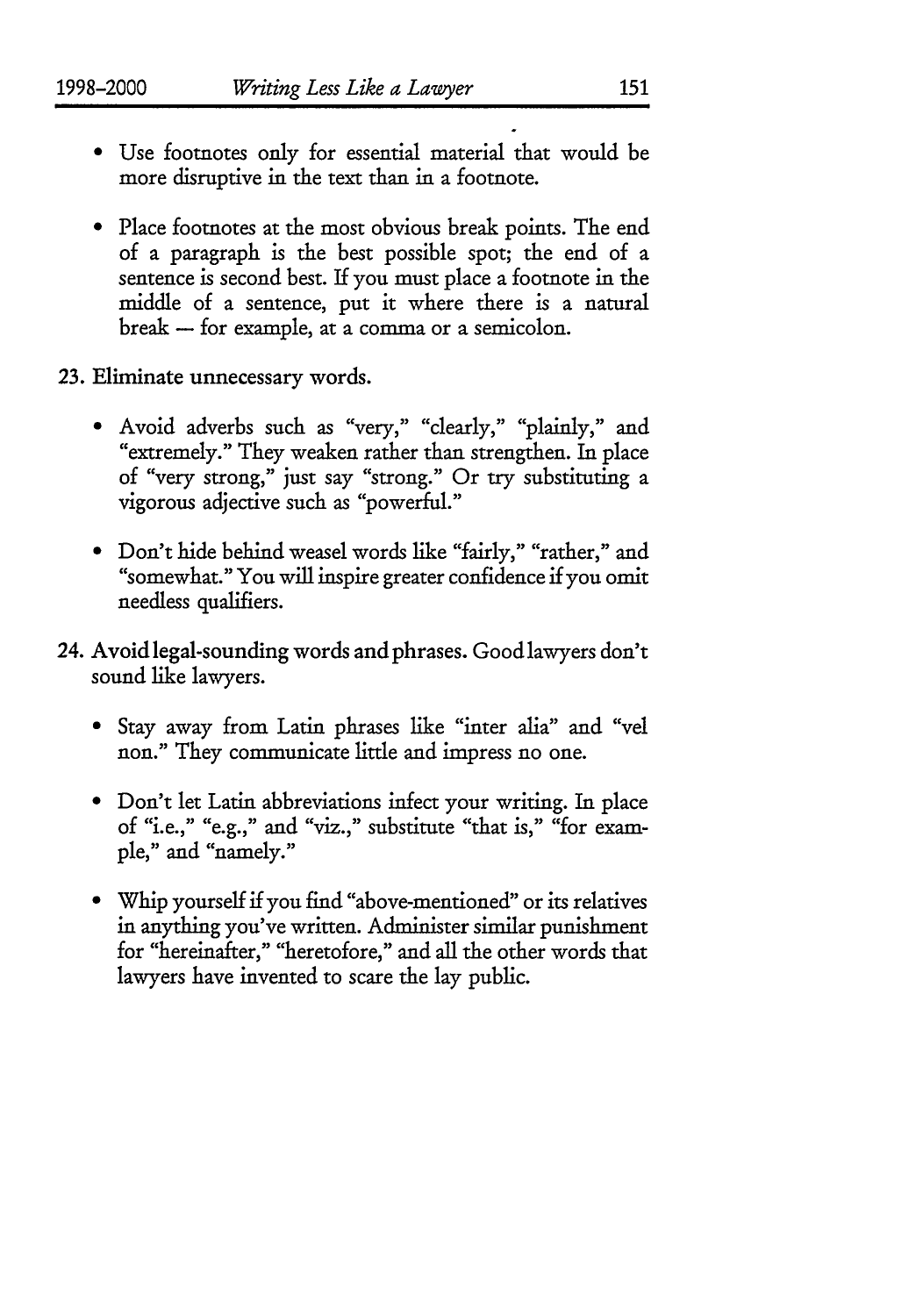- Use footnotes only for essential material that would be more disruptive in the text than in a footnote.

- Place footnotes at the most obvious break points. The end of a paragraph is the best possible spot; the end of a sentence is second best. If you must place a footnote in the middle of a sentence, put it where there is a natural break — for example, at a comma or a semicolon.

23. Eliminate unnecessary words.

    - Avoid adverbs such as "very," "clearly," "plainly," and "extremely." They weaken rather than strengthen. In place of "very strong," just say "strong." Or try substituting a vigorous adjective such as "powerful."

    - Don't hide behind weasel words like "fairly," "rather," and "somewhat." You will inspire greater confidence if you omit needless qualifiers.

24. Avoid legal-sounding words and phrases. Good lawyers don't sound like lawyers.

    - Stay away from Latin phrases like "inter alia" and "vel non." They communicate little and impress no one.

    - Don't let Latin abbreviations infect your writing. In place of "i.e.," "e.g.," and "viz.," substitute "that is," "for example," and "namely."

    - Whip yourself if you find "above-mentioned" or its relatives in anything you've written. Administer similar punishment for "hereinafter," "heretofore," and all the other words that lawyers have invented to scare the lay public.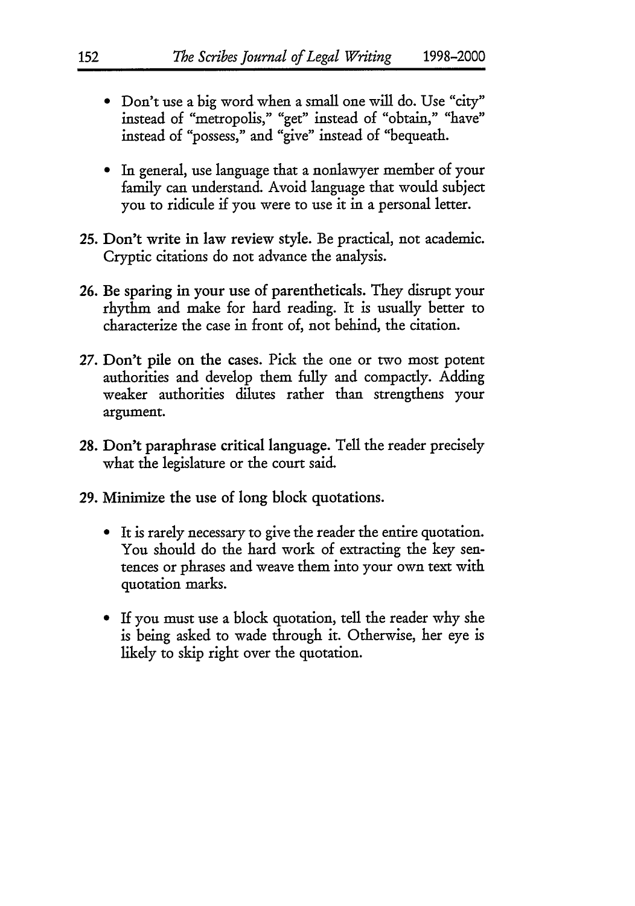- Don't use a big word when a small one will do. Use "city" instead of "metropolis," "get" instead of "obtain," "have" instead of "possess," and "give" instead of "bequeath.
- In general, use language that a nonlawyer member of your family can understand. Avoid language that would subject you to ridicule if you were to use it in a personal letter.

**25. Don't write in law review style.** Be practical, not academic. Cryptic citations do not advance the analysis.

**26. Be sparing in your use of parentheticals.** They disrupt your rhythm and make for hard reading. It is usually better to characterize the case in front of, not behind, the citation.

**27. Don't pile on the cases.** Pick the one or two most potent authorities and develop them fully and compactly. Adding weaker authorities dilutes rather than strengthens your argument.

**28. Don't paraphrase critical language.** Tell the reader precisely what the legislature or the court said.

**29. Minimize the use of long block quotations.**

- It is rarely necessary to give the reader the entire quotation. You should do the hard work of extracting the key sentences or phrases and weave them into your own text with quotation marks.
- If you must use a block quotation, tell the reader why she is being asked to wade through it. Otherwise, her eye is likely to skip right over the quotation.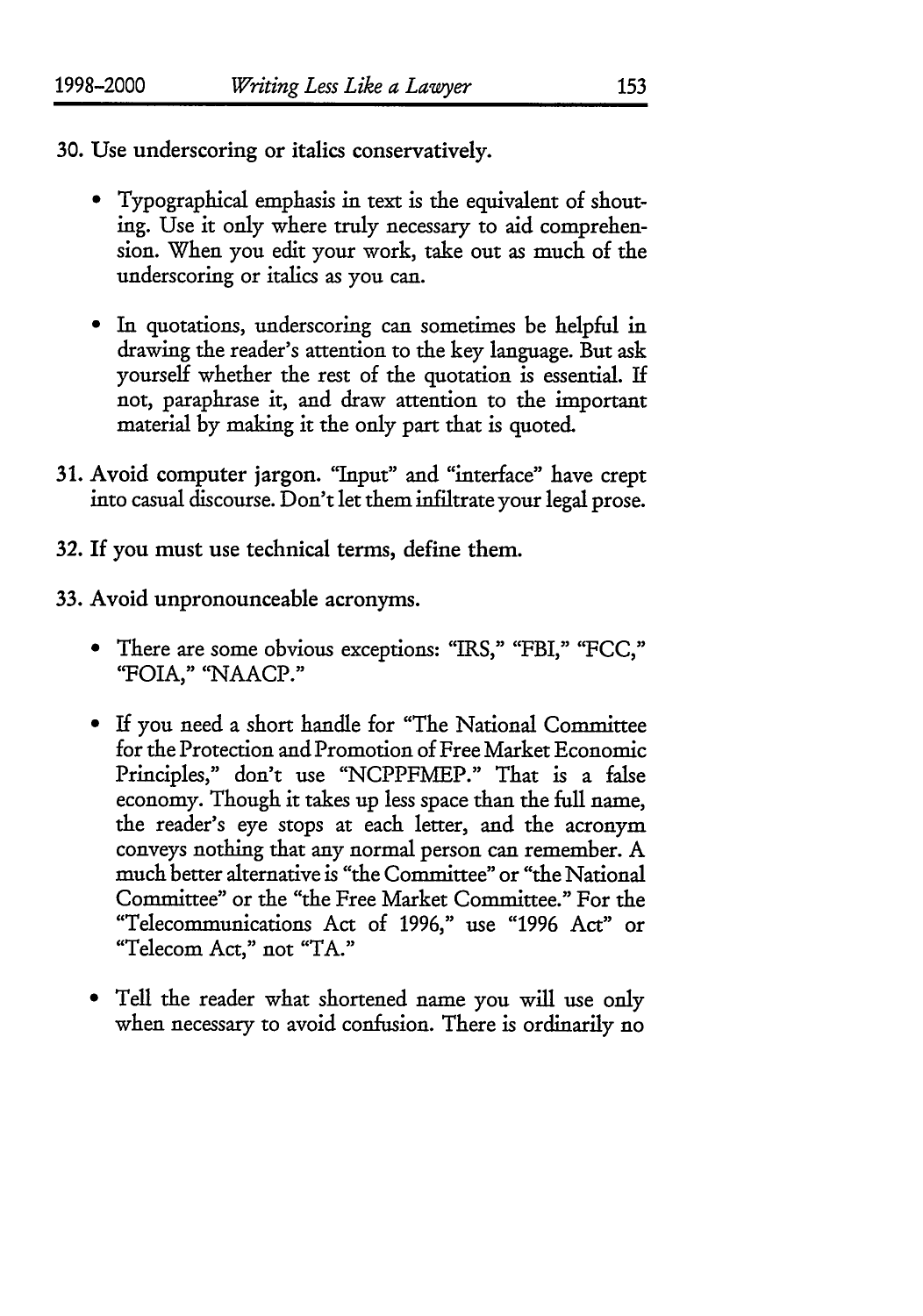30. **Use underscoring or italics conservatively.**

    - Typographical emphasis in text is the equivalent of shouting. Use it only where truly necessary to aid comprehension. When you edit your work, take out as much of the underscoring or italics as you can.

    - In quotations, underscoring can sometimes be helpful in drawing the reader's attention to the key language. But ask yourself whether the rest of the quotation is essential. If not, paraphrase it, and draw attention to the important material by making it the only part that is quoted.

31. **Avoid computer jargon.** "Input" and "interface" have crept into casual discourse. Don't let them infiltrate your legal prose.

32. **If you must use technical terms, define them.**

33. **Avoid unpronounceable acronyms.**

    - There are some obvious exceptions: "IRS," "FBI," "FCC," "FOIA," "NAACP."

    - If you need a short handle for "The National Committee for the Protection and Promotion of Free Market Economic Principles," don't use "NCPPFMEP." That is a false economy. Though it takes up less space than the full name, the reader's eye stops at each letter, and the acronym conveys nothing that any normal person can remember. A much better alternative is "the Committee" or "the National Committee" or the "the Free Market Committee." For the "Telecommunications Act of 1996," use "1996 Act" or "Telecom Act," not "TA."

    - Tell the reader what shortened name you will use only when necessary to avoid confusion. There is ordinarily no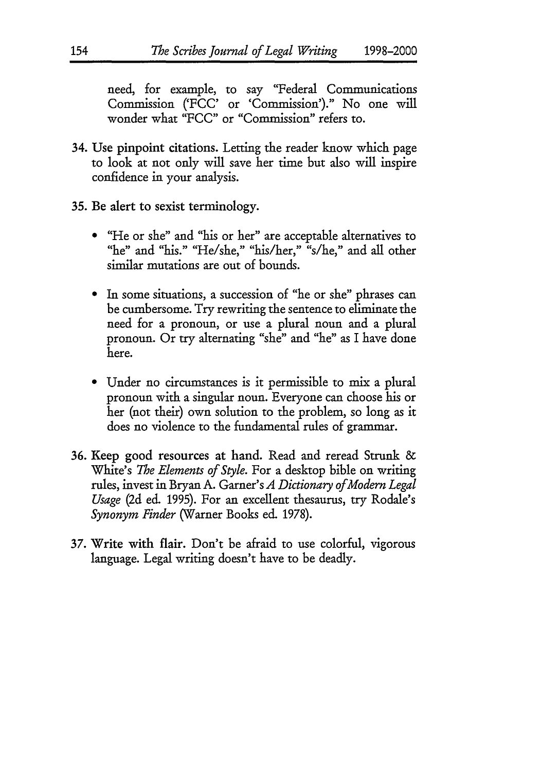need, for example, to say "Federal Communications Commission ('FCC' or 'Commission')." No one will wonder what "FCC" or "Commission" refers to.

34. Use pinpoint citations. Letting the reader know which page to look at not only will save her time but also will inspire confidence in your analysis.

35. Be alert to sexist terminology.

    - "He or she" and "his or her" are acceptable alternatives to "he" and "his." "He/she," "his/her," "s/he," and all other similar mutations are out of bounds.

    - In some situations, a succession of "he or she" phrases can be cumbersome. Try rewriting the sentence to eliminate the need for a pronoun, or use a plural noun and a plural pronoun. Or try alternating "she" and "he" as I have done here.

    - Under no circumstances is it permissible to mix a plural pronoun with a singular noun. Everyone can choose his or her (not their) own solution to the problem, so long as it does no violence to the fundamental rules of grammar.

36. Keep good resources at hand. Read and reread Strunk & White's *The Elements of Style*. For a desktop bible on writing rules, invest in Bryan A. Garner's *A Dictionary of Modern Legal Usage* (2d ed. 1995). For an excellent thesaurus, try Rodale's *Synonym Finder* (Warner Books ed. 1978).

37. Write with flair. Don't be afraid to use colorful, vigorous language. Legal writing doesn't have to be deadly.